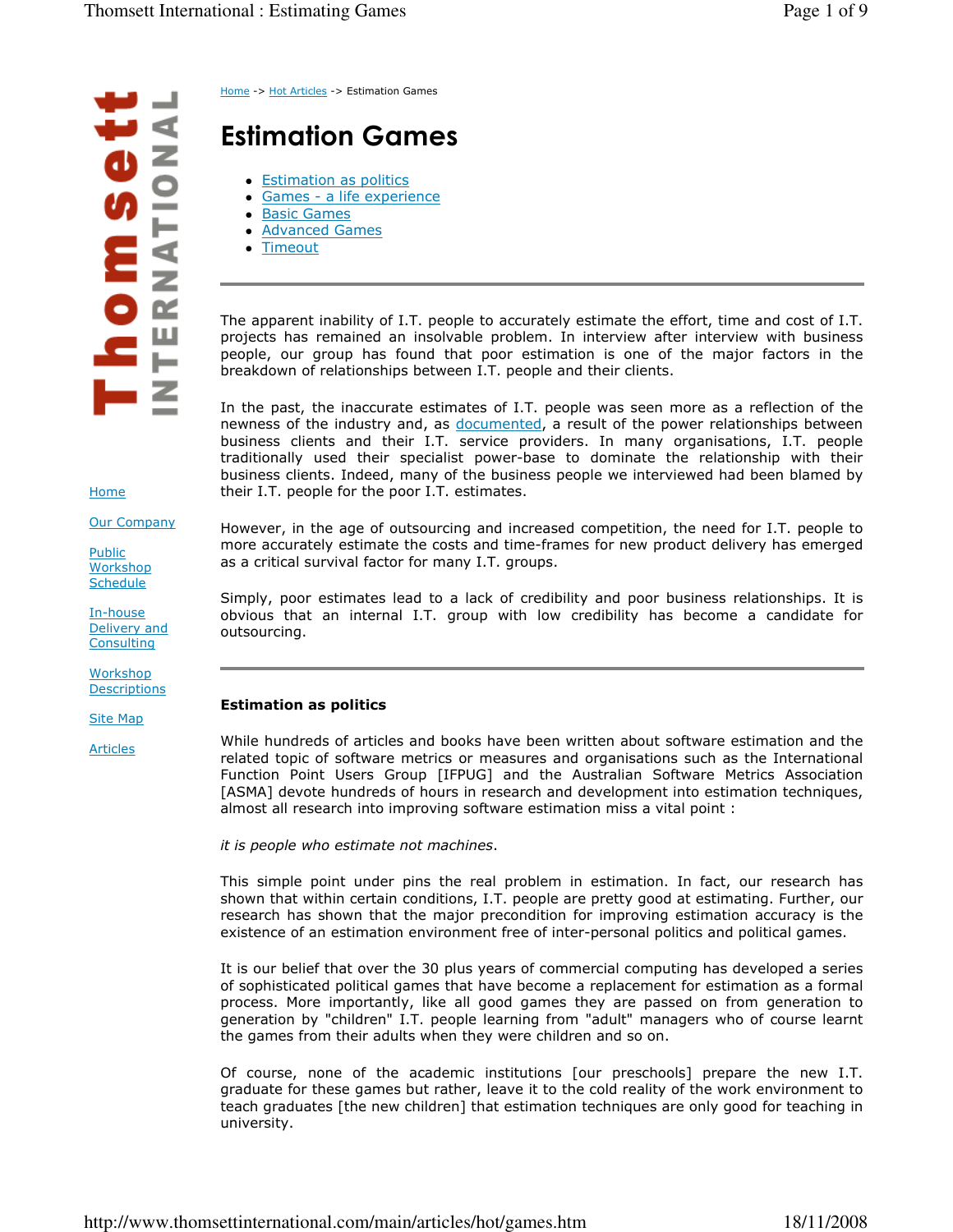Home -> Hot Articles -> Estimation Games

# Estimation Games

- Estimation as politics
- Games - a life experience
- Basic Games
- Advanced Games
- Timeout

---

The apparent inability of I.T. people to accurately estimate the effort, time and cost of I.T. projects has remained an insolvable problem. In interview after interview with business people, our group has found that poor estimation is one of the major factors in the breakdown of relationships between I.T. people and their clients.

In the past, the inaccurate estimates of I.T. people was seen more as a reflection of the newness of the industry and, as documented, a result of the power relationships between business clients and their I.T. service providers. In many organisations, I.T. people traditionally used their specialist power-base to dominate the relationship with their business clients. Indeed, many of the business people we interviewed had been blamed by their I.T. people for the poor I.T. estimates.

However, in the age of outsourcing and increased competition, the need for I.T. people to more accurately estimate the costs and time-frames for new product delivery has emerged as a critical survival factor for many I.T. groups.

Simply, poor estimates lead to a lack of credibility and poor business relationships. It is obvious that an internal I.T. group with low credibility has become a candidate for outsourcing.

---

## Estimation as politics

While hundreds of articles and books have been written about software estimation and the related topic of software metrics or measures and organisations such as the International Function Point Users Group [IFPUG] and the Australian Software Metrics Association [ASMA] devote hundreds of hours in research and development into estimation techniques, almost all research into improving software estimation miss a vital point :

*it is people who estimate not machines*.

This simple point under pins the real problem in estimation. In fact, our research has shown that within certain conditions, I.T. people are pretty good at estimating. Further, our research has shown that the major precondition for improving estimation accuracy is the existence of an estimation environment free of inter-personal politics and political games.

It is our belief that over the 30 plus years of commercial computing has developed a series of sophisticated political games that have become a replacement for estimation as a formal process. More importantly, like all good games they are passed on from generation to generation by "children" I.T. people learning from "adult" managers who of course learnt the games from their adults when they were children and so on.

Of course, none of the academic institutions [our preschools] prepare the new I.T. graduate for these games but rather, leave it to the cold reality of the work environment to teach graduates [the new children] that estimation techniques are only good for teaching in university.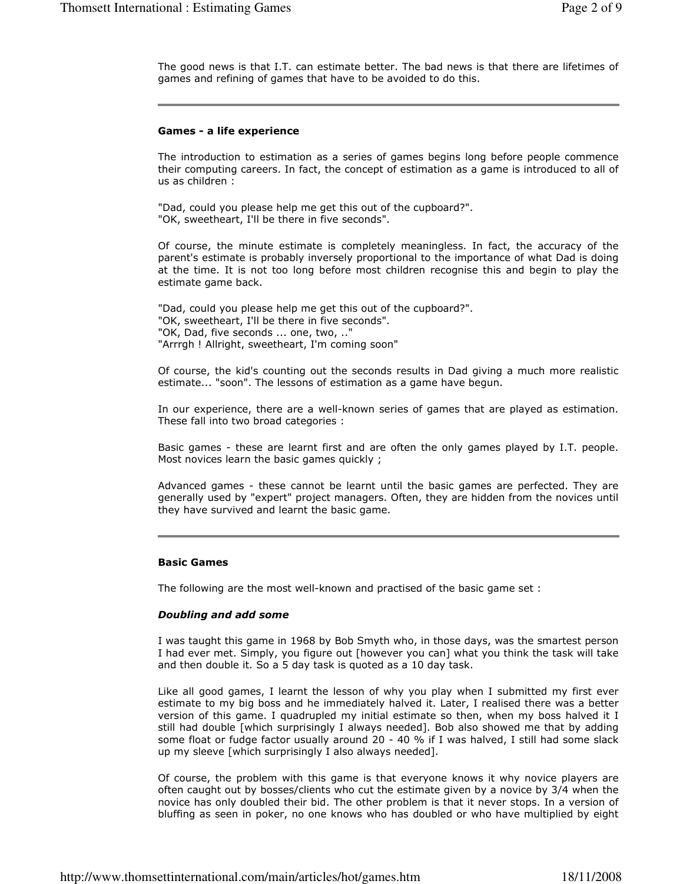The good news is that I.T. can estimate better. The bad news is that there are lifetimes of games and refining of games that have to be avoided to do this.

---

#### Games - a life experience

The introduction to estimation as a series of games begins long before people commence their computing careers. In fact, the concept of estimation as a game is introduced to all of us as children :

"Dad, could you please help me get this out of the cupboard?".
"OK, sweetheart, I'll be there in five seconds".

Of course, the minute estimate is completely meaningless. In fact, the accuracy of the parent's estimate is probably inversely proportional to the importance of what Dad is doing at the time. It is not too long before most children recognise this and begin to play the estimate game back.

"Dad, could you please help me get this out of the cupboard?".
"OK, sweetheart, I'll be there in five seconds".
"OK, Dad, five seconds ... one, two, .."
"Arrrgh ! Allright, sweetheart, I'm coming soon"

Of course, the kid's counting out the seconds results in Dad giving a much more realistic estimate... "soon". The lessons of estimation as a game have begun.

In our experience, there are a well-known series of games that are played as estimation. These fall into two broad categories :

Basic games - these are learnt first and are often the only games played by I.T. people. Most novices learn the basic games quickly ;

Advanced games - these cannot be learnt until the basic games are perfected. They are generally used by "expert" project managers. Often, they are hidden from the novices until they have survived and learnt the basic game.

---

#### Basic Games

The following are the most well-known and practised of the basic game set :

##### *Doubling and add some*

I was taught this game in 1968 by Bob Smyth who, in those days, was the smartest person I had ever met. Simply, you figure out [however you can] what you think the task will take and then double it. So a 5 day task is quoted as a 10 day task.

Like all good games, I learnt the lesson of why you play when I submitted my first ever estimate to my big boss and he immediately halved it. Later, I realised there was a better version of this game. I quadrupled my initial estimate so then, when my boss halved it I still had double [which surprisingly I always needed]. Bob also showed me that by adding some float or fudge factor usually around 20 - 40 % if I was halved, I still had some slack up my sleeve [which surprisingly I also always needed].

Of course, the problem with this game is that everyone knows it why novice players are often caught out by bosses/clients who cut the estimate given by a novice by 3/4 when the novice has only doubled their bid. The other problem is that it never stops. In a version of bluffing as seen in poker, no one knows who has doubled or who have multiplied by eight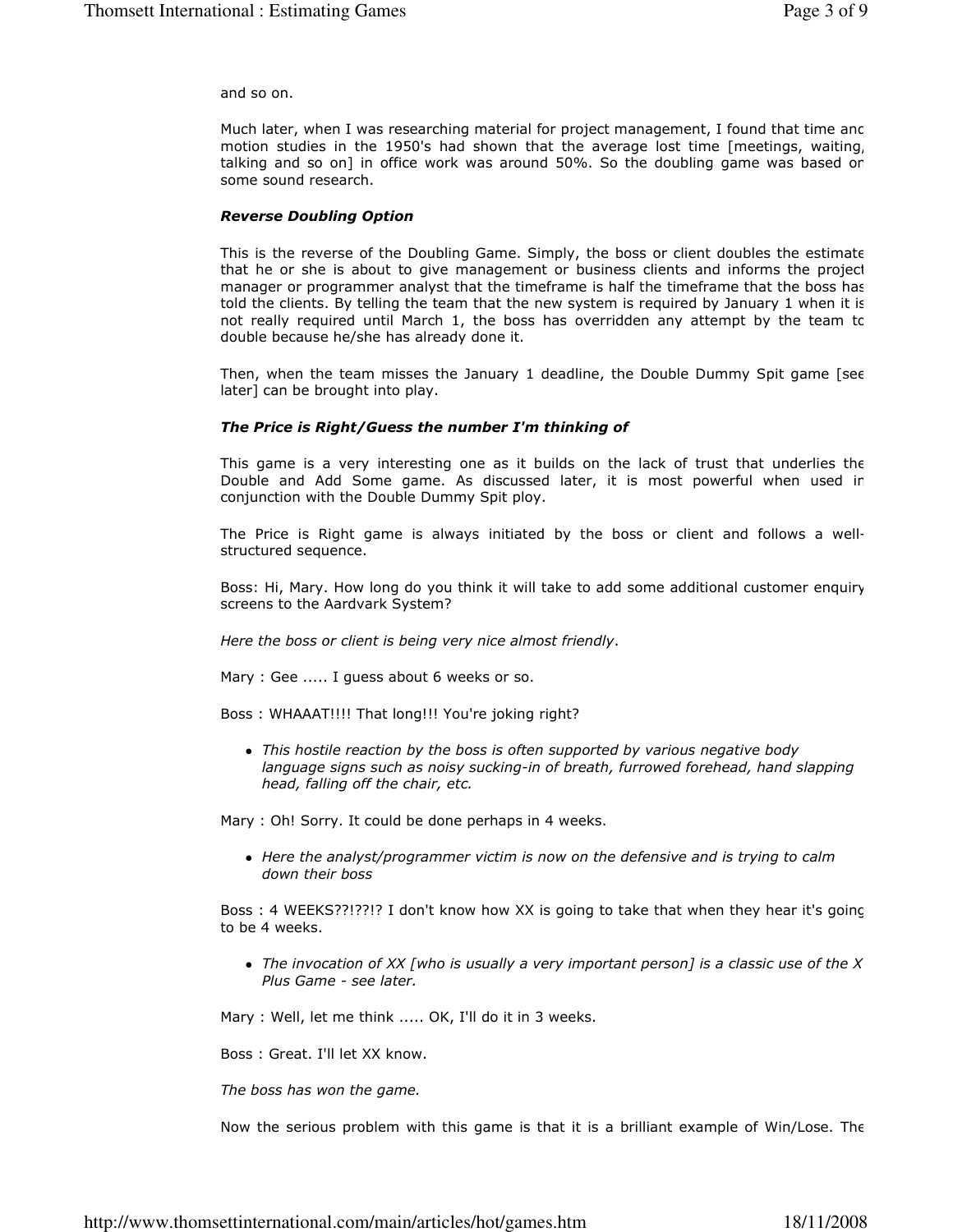and so on.

Much later, when I was researching material for project management, I found that time and motion studies in the 1950's had shown that the average lost time [meetings, waiting, talking and so on] in office work was around 50%. So the doubling game was based on some sound research.

### *Reverse Doubling Option*

This is the reverse of the Doubling Game. Simply, the boss or client doubles the estimate that he or she is about to give management or business clients and informs the project manager or programmer analyst that the timeframe is half the timeframe that the boss has told the clients. By telling the team that the new system is required by January 1 when it is not really required until March 1, the boss has overridden any attempt by the team to double because he/she has already done it.

Then, when the team misses the January 1 deadline, the Double Dummy Spit game [see later] can be brought into play.

### *The Price is Right/Guess the number I'm thinking of*

This game is a very interesting one as it builds on the lack of trust that underlies the Double and Add Some game. As discussed later, it is most powerful when used in conjunction with the Double Dummy Spit ploy.

The Price is Right game is always initiated by the boss or client and follows a well-structured sequence.

Boss: Hi, Mary. How long do you think it will take to add some additional customer enquiry screens to the Aardvark System?

*Here the boss or client is being very nice almost friendly*.

Mary : Gee ..... I guess about 6 weeks or so.

Boss : WHAAAT!!!! That long!!! You're joking right?

- *This hostile reaction by the boss is often supported by various negative body language signs such as noisy sucking-in of breath, furrowed forehead, hand slapping head, falling off the chair, etc.*

Mary : Oh! Sorry. It could be done perhaps in 4 weeks.

- *Here the analyst/programmer victim is now on the defensive and is trying to calm down their boss*

Boss : 4 WEEKS??!??!? I don't know how XX is going to take that when they hear it's going to be 4 weeks.

- *The invocation of XX [who is usually a very important person] is a classic use of the X Plus Game - see later.*

Mary : Well, let me think ..... OK, I'll do it in 3 weeks.

Boss : Great. I'll let XX know.

*The boss has won the game.*

Now the serious problem with this game is that it is a brilliant example of Win/Lose. The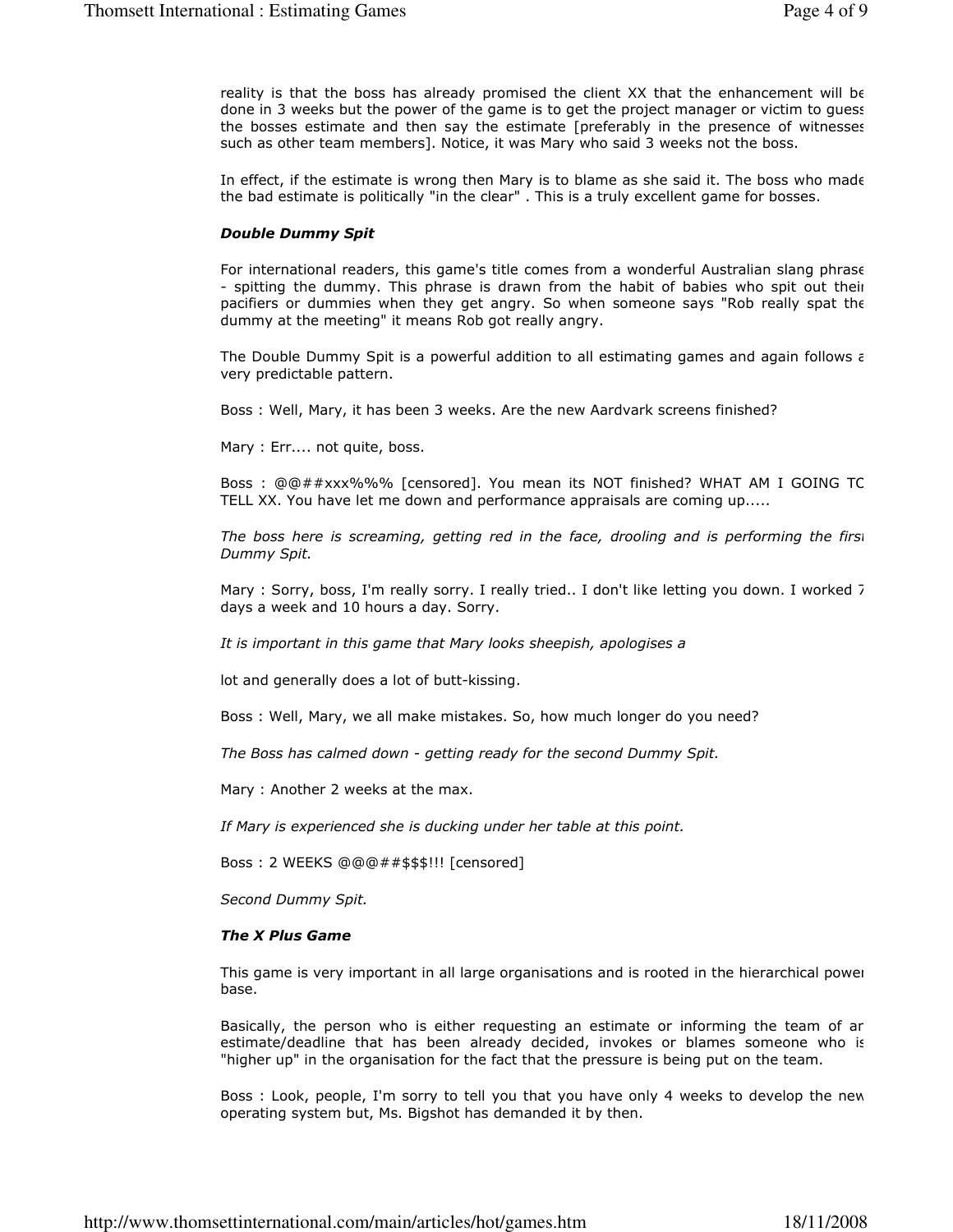reality is that the boss has already promised the client XX that the enhancement will be done in 3 weeks but the power of the game is to get the project manager or victim to guess the bosses estimate and then say the estimate [preferably in the presence of witnesses such as other team members]. Notice, it was Mary who said 3 weeks not the boss.

In effect, if the estimate is wrong then Mary is to blame as she said it. The boss who made the bad estimate is politically "in the clear" . This is a truly excellent game for bosses.

***Double Dummy Spit***

For international readers, this game's title comes from a wonderful Australian slang phrase - spitting the dummy. This phrase is drawn from the habit of babies who spit out their pacifiers or dummies when they get angry. So when someone says "Rob really spat the dummy at the meeting" it means Rob got really angry.

The Double Dummy Spit is a powerful addition to all estimating games and again follows a very predictable pattern.

Boss : Well, Mary, it has been 3 weeks. Are the new Aardvark screens finished?

Mary : Err.... not quite, boss.

Boss : @@##xxx%%% [censored]. You mean its NOT finished? WHAT AM I GOING TO TELL XX. You have let me down and performance appraisals are coming up.....

*The boss here is screaming, getting red in the face, drooling and is performing the first Dummy Spit.*

Mary : Sorry, boss, I'm really sorry. I really tried.. I don't like letting you down. I worked 7 days a week and 10 hours a day. Sorry.

*It is important in this game that Mary looks sheepish, apologises a*

lot and generally does a lot of butt-kissing.

Boss : Well, Mary, we all make mistakes. So, how much longer do you need?

*The Boss has calmed down - getting ready for the second Dummy Spit.*

Mary : Another 2 weeks at the max.

*If Mary is experienced she is ducking under her table at this point.*

Boss : 2 WEEKS @@@##$$$!!! [censored]

*Second Dummy Spit.*

***The X Plus Game***

This game is very important in all large organisations and is rooted in the hierarchical power base.

Basically, the person who is either requesting an estimate or informing the team of an estimate/deadline that has been already decided, invokes or blames someone who is "higher up" in the organisation for the fact that the pressure is being put on the team.

Boss : Look, people, I'm sorry to tell you that you have only 4 weeks to develop the new operating system but, Ms. Bigshot has demanded it by then.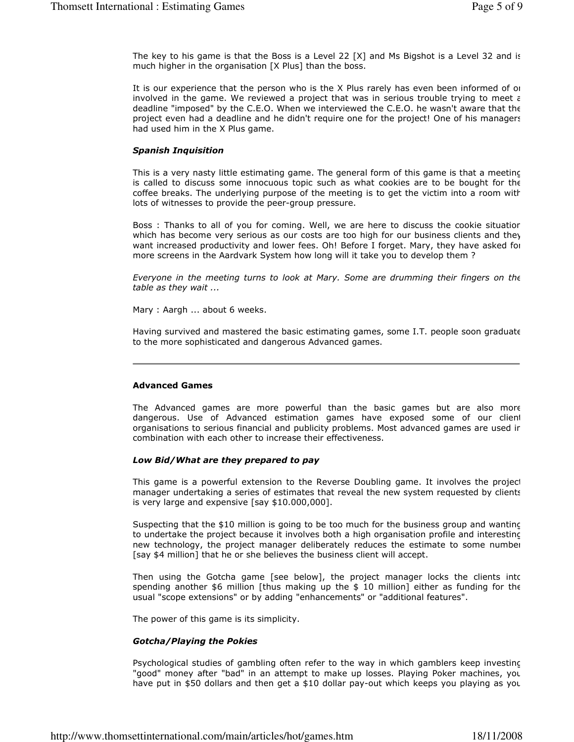The key to his game is that the Boss is a Level 22 [X] and Ms Bigshot is a Level 32 and is much higher in the organisation [X Plus] than the boss.

It is our experience that the person who is the X Plus rarely has even been informed of or involved in the game. We reviewed a project that was in serious trouble trying to meet a deadline "imposed" by the C.E.O. When we interviewed the C.E.O. he wasn't aware that the project even had a deadline and he didn't require one for the project! One of his managers had used him in the X Plus game.

***Spanish Inquisition***

This is a very nasty little estimating game. The general form of this game is that a meeting is called to discuss some innocuous topic such as what cookies are to be bought for the coffee breaks. The underlying purpose of the meeting is to get the victim into a room with lots of witnesses to provide the peer-group pressure.

Boss : Thanks to all of you for coming. Well, we are here to discuss the cookie situation which has become very serious as our costs are too high for our business clients and they want increased productivity and lower fees. Oh! Before I forget. Mary, they have asked for more screens in the Aardvark System how long will it take you to develop them ?

*Everyone in the meeting turns to look at Mary. Some are drumming their fingers on the table as they wait ...*

Mary : Aargh ... about 6 weeks.

Having survived and mastered the basic estimating games, some I.T. people soon graduate to the more sophisticated and dangerous Advanced games.

---

**Advanced Games**

The Advanced games are more powerful than the basic games but are also more dangerous. Use of Advanced estimation games have exposed some of our client organisations to serious financial and publicity problems. Most advanced games are used in combination with each other to increase their effectiveness.

***Low Bid/What are they prepared to pay***

This game is a powerful extension to the Reverse Doubling game. It involves the project manager undertaking a series of estimates that reveal the new system requested by clients is very large and expensive [say $10.000,000].

Suspecting that the $10 million is going to be too much for the business group and wanting to undertake the project because it involves both a high organisation profile and interesting new technology, the project manager deliberately reduces the estimate to some number [say $4 million] that he or she believes the business client will accept.

Then using the Gotcha game [see below], the project manager locks the clients into spending another $6 million [thus making up the $ 10 million] either as funding for the usual "scope extensions" or by adding "enhancements" or "additional features".

The power of this game is its simplicity.

***Gotcha/Playing the Pokies***

Psychological studies of gambling often refer to the way in which gamblers keep investing "good" money after "bad" in an attempt to make up losses. Playing Poker machines, you have put in $50 dollars and then get a $10 dollar pay-out which keeps you playing as you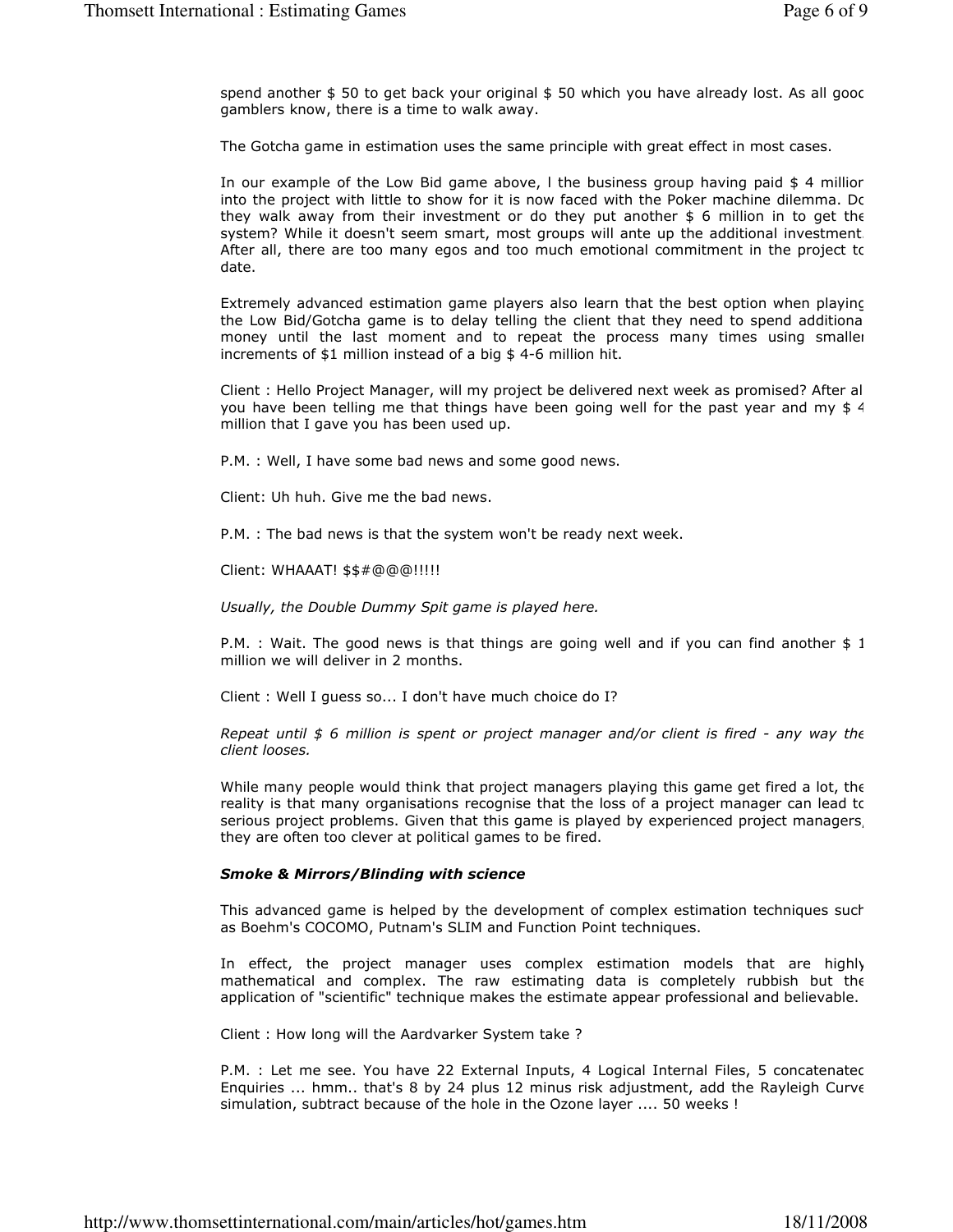spend another $ 50 to get back your original $ 50 which you have already lost. As all good gamblers know, there is a time to walk away.

The Gotcha game in estimation uses the same principle with great effect in most cases.

In our example of the Low Bid game above, l the business group having paid $ 4 million into the project with little to show for it is now faced with the Poker machine dilemma. Do they walk away from their investment or do they put another $ 6 million in to get the system? While it doesn't seem smart, most groups will ante up the additional investment. After all, there are too many egos and too much emotional commitment in the project to date.

Extremely advanced estimation game players also learn that the best option when playing the Low Bid/Gotcha game is to delay telling the client that they need to spend additional money until the last moment and to repeat the process many times using smaller increments of $1 million instead of a big $ 4-6 million hit.

Client : Hello Project Manager, will my project be delivered next week as promised? After all you have been telling me that things have been going well for the past year and my $ 4 million that I gave you has been used up.

P.M. : Well, I have some bad news and some good news.

Client: Uh huh. Give me the bad news.

P.M. : The bad news is that the system won't be ready next week.

Client: WHAAAT! $$#@@@!!!!!

*Usually, the Double Dummy Spit game is played here.*

P.M. : Wait. The good news is that things are going well and if you can find another $ 1 million we will deliver in 2 months.

Client : Well I guess so... I don't have much choice do I?

*Repeat until $ 6 million is spent or project manager and/or client is fired - any way the client looses.*

While many people would think that project managers playing this game get fired a lot, the reality is that many organisations recognise that the loss of a project manager can lead to serious project problems. Given that this game is played by experienced project managers, they are often too clever at political games to be fired.

***Smoke & Mirrors/Blinding with science***

This advanced game is helped by the development of complex estimation techniques such as Boehm's COCOMO, Putnam's SLIM and Function Point techniques.

In effect, the project manager uses complex estimation models that are highly mathematical and complex. The raw estimating data is completely rubbish but the application of "scientific" technique makes the estimate appear professional and believable.

Client : How long will the Aardvarker System take ?

P.M. : Let me see. You have 22 External Inputs, 4 Logical Internal Files, 5 concatenated Enquiries ... hmm.. that's 8 by 24 plus 12 minus risk adjustment, add the Rayleigh Curve simulation, subtract because of the hole in the Ozone layer .... 50 weeks !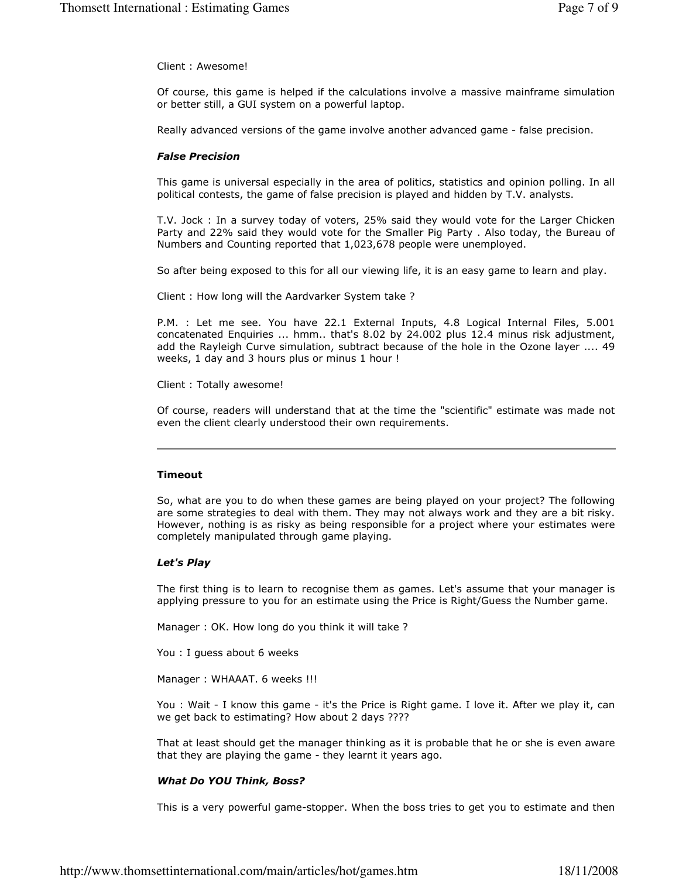Client : Awesome!

Of course, this game is helped if the calculations involve a massive mainframe simulation or better still, a GUI system on a powerful laptop.

Really advanced versions of the game involve another advanced game - false precision.

### *False Precision*

This game is universal especially in the area of politics, statistics and opinion polling. In all political contests, the game of false precision is played and hidden by T.V. analysts.

T.V. Jock : In a survey today of voters, 25% said they would vote for the Larger Chicken Party and 22% said they would vote for the Smaller Pig Party . Also today, the Bureau of Numbers and Counting reported that 1,023,678 people were unemployed.

So after being exposed to this for all our viewing life, it is an easy game to learn and play.

Client : How long will the Aardvarker System take ?

P.M. : Let me see. You have 22.1 External Inputs, 4.8 Logical Internal Files, 5.001 concatenated Enquiries ... hmm.. that's 8.02 by 24.002 plus 12.4 minus risk adjustment, add the Rayleigh Curve simulation, subtract because of the hole in the Ozone layer .... 49 weeks, 1 day and 3 hours plus or minus 1 hour !

Client : Totally awesome!

Of course, readers will understand that at the time the "scientific" estimate was made not even the client clearly understood their own requirements.

---

## Timeout

So, what are you to do when these games are being played on your project? The following are some strategies to deal with them. They may not always work and they are a bit risky. However, nothing is as risky as being responsible for a project where your estimates were completely manipulated through game playing.

### *Let's Play*

The first thing is to learn to recognise them as games. Let's assume that your manager is applying pressure to you for an estimate using the Price is Right/Guess the Number game.

Manager : OK. How long do you think it will take ?

You : I guess about 6 weeks

Manager : WHAAAT. 6 weeks !!!

You : Wait - I know this game - it's the Price is Right game. I love it. After we play it, can we get back to estimating? How about 2 days ????

That at least should get the manager thinking as it is probable that he or she is even aware that they are playing the game - they learnt it years ago.

### *What Do YOU Think, Boss?*

This is a very powerful game-stopper. When the boss tries to get you to estimate and then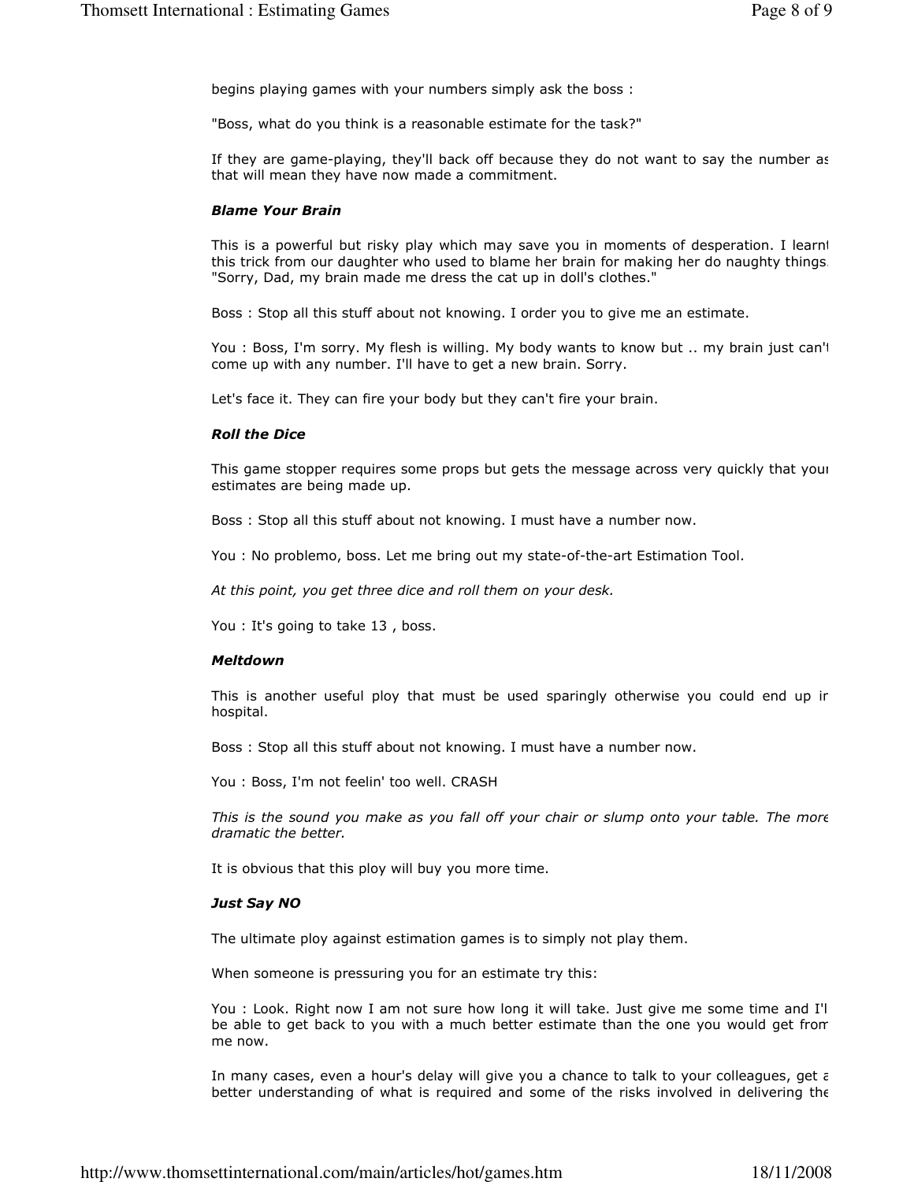begins playing games with your numbers simply ask the boss :

"Boss, what do you think is a reasonable estimate for the task?"

If they are game-playing, they'll back off because they do not want to say the number as that will mean they have now made a commitment.

### *Blame Your Brain*

This is a powerful but risky play which may save you in moments of desperation. I learnt this trick from our daughter who used to blame her brain for making her do naughty things. "Sorry, Dad, my brain made me dress the cat up in doll's clothes."

Boss : Stop all this stuff about not knowing. I order you to give me an estimate.

You : Boss, I'm sorry. My flesh is willing. My body wants to know but .. my brain just can't come up with any number. I'll have to get a new brain. Sorry.

Let's face it. They can fire your body but they can't fire your brain.

### *Roll the Dice*

This game stopper requires some props but gets the message across very quickly that your estimates are being made up.

Boss : Stop all this stuff about not knowing. I must have a number now.

You : No problemo, boss. Let me bring out my state-of-the-art Estimation Tool.

*At this point, you get three dice and roll them on your desk.*

You : It's going to take 13 , boss.

### *Meltdown*

This is another useful ploy that must be used sparingly otherwise you could end up in hospital.

Boss : Stop all this stuff about not knowing. I must have a number now.

You : Boss, I'm not feelin' too well. CRASH

*This is the sound you make as you fall off your chair or slump onto your table. The more dramatic the better.*

It is obvious that this ploy will buy you more time.

### *Just Say NO*

The ultimate ploy against estimation games is to simply not play them.

When someone is pressuring you for an estimate try this:

You : Look. Right now I am not sure how long it will take. Just give me some time and I'll be able to get back to you with a much better estimate than the one you would get from me now.

In many cases, even a hour's delay will give you a chance to talk to your colleagues, get a better understanding of what is required and some of the risks involved in delivering the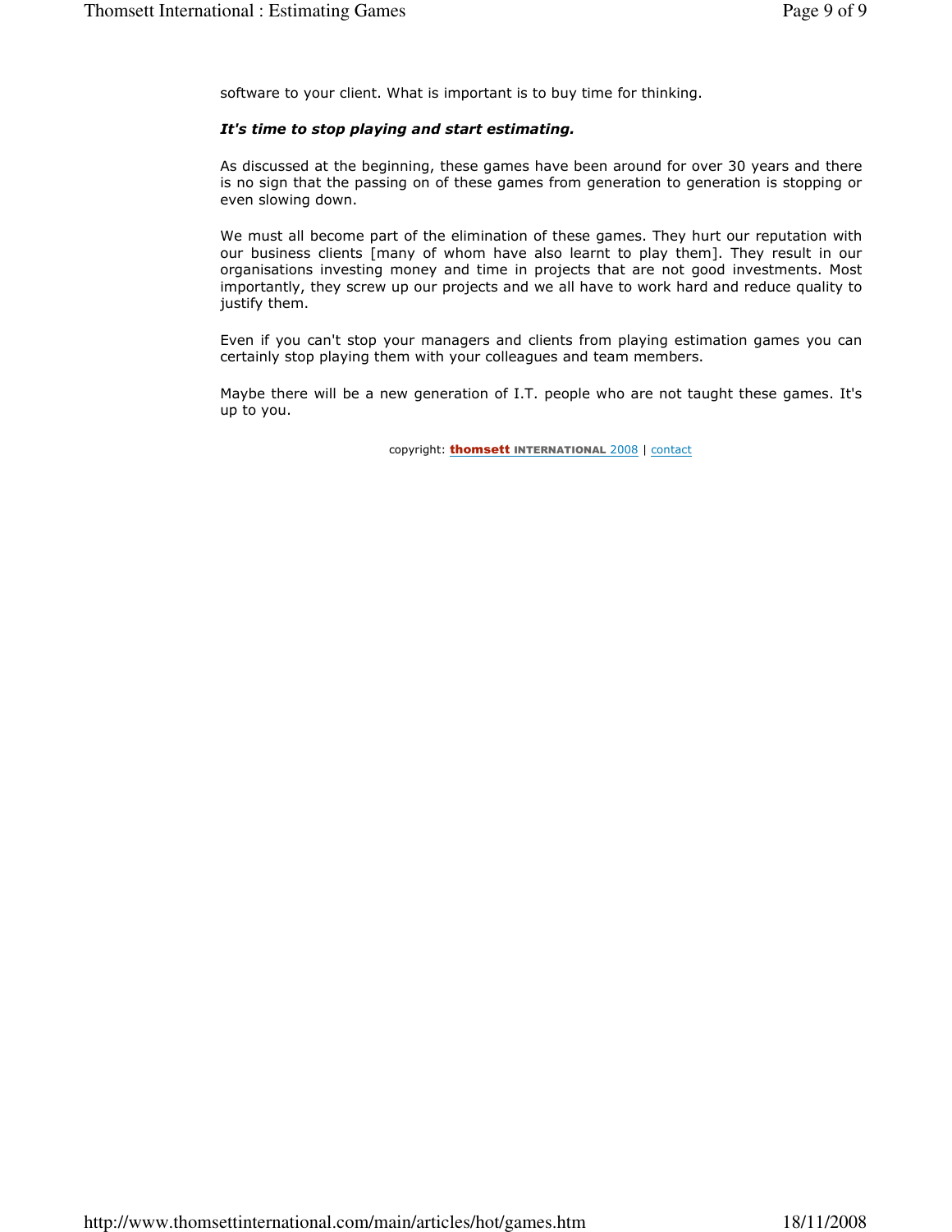software to your client. What is important is to buy time for thinking.

***It's time to stop playing and start estimating.***

As discussed at the beginning, these games have been around for over 30 years and there is no sign that the passing on of these games from generation to generation is stopping or even slowing down.

We must all become part of the elimination of these games. They hurt our reputation with our business clients [many of whom have also learnt to play them]. They result in our organisations investing money and time in projects that are not good investments. Most importantly, they screw up our projects and we all have to work hard and reduce quality to justify them.

Even if you can't stop your managers and clients from playing estimation games you can certainly stop playing them with your colleagues and team members.

Maybe there will be a new generation of I.T. people who are not taught these games. It's up to you.

copyright: **thomsett INTERNATIONAL** 2008 | contact